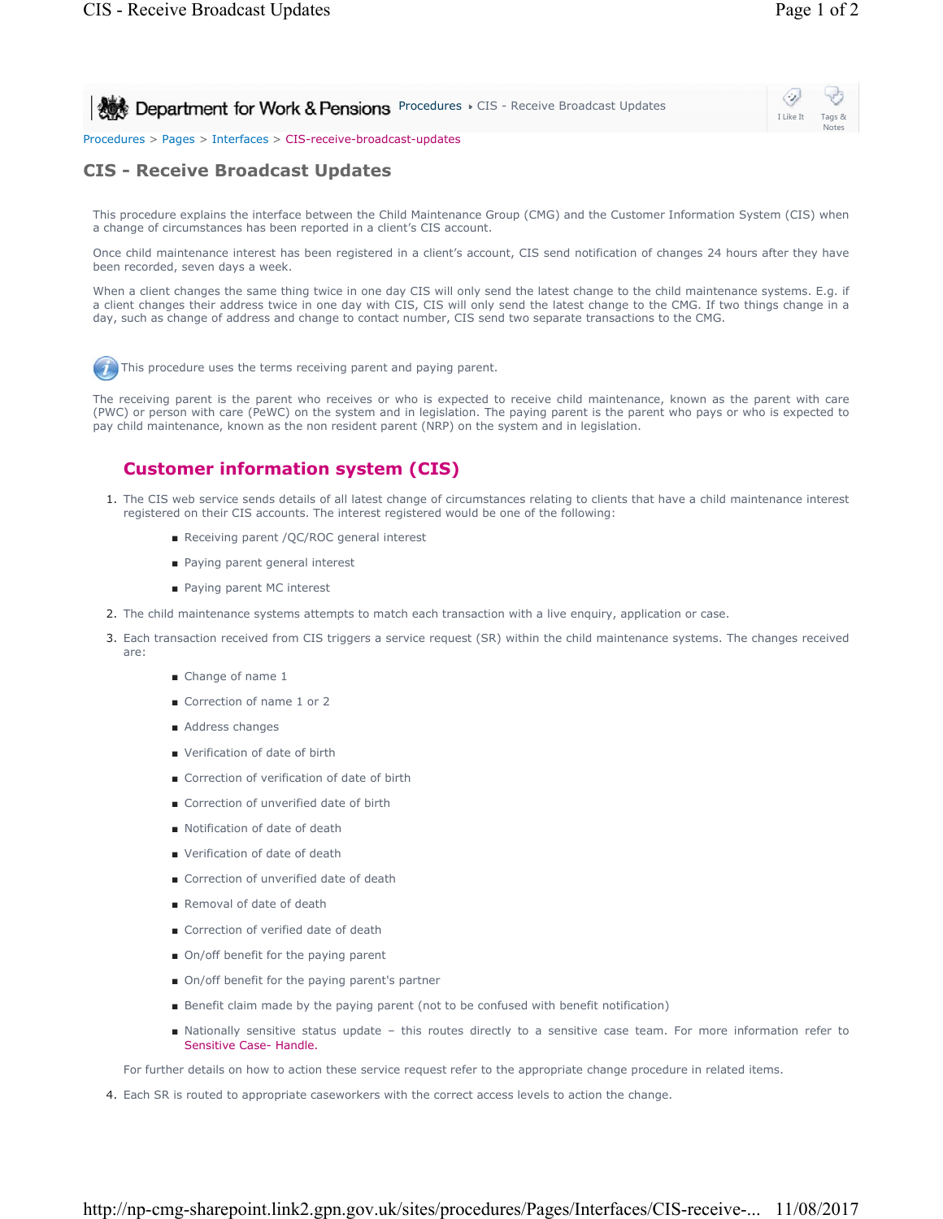Department for Work & Pensions Procedures ▸ CIS - Receive Broadcast Updates

Procedures > Pages > Interfaces > CIS-receive-broadcast-updates

# CIS - Receive Broadcast Updates

This procedure explains the interface between the Child Maintenance Group (CMG) and the Customer Information System (CIS) when a change of circumstances has been reported in a client's CIS account.

Once child maintenance interest has been registered in a client's account, CIS send notification of changes 24 hours after they have been recorded, seven days a week.

When a client changes the same thing twice in one day CIS will only send the latest change to the child maintenance systems. E.g. if a client changes their address twice in one day with CIS, CIS will only send the latest change to the CMG. If two things change in a day, such as change of address and change to contact number, CIS send two separate transactions to the CMG.

This procedure uses the terms receiving parent and paying parent.

The receiving parent is the parent who receives or who is expected to receive child maintenance, known as the parent with care (PWC) or person with care (PeWC) on the system and in legislation. The paying parent is the parent who pays or who is expected to pay child maintenance, known as the non resident parent (NRP) on the system and in legislation.

## Customer information system (CIS)

1. The CIS web service sends details of all latest change of circumstances relating to clients that have a child maintenance interest registered on their CIS accounts. The interest registered would be one of the following:
   - Receiving parent /QC/ROC general interest
   - Paying parent general interest
   - Paying parent MC interest
2. The child maintenance systems attempts to match each transaction with a live enquiry, application or case.
3. Each transaction received from CIS triggers a service request (SR) within the child maintenance systems. The changes received are:
   - Change of name 1
   - Correction of name 1 or 2
   - Address changes
   - Verification of date of birth
   - Correction of verification of date of birth
   - Correction of unverified date of birth
   - Notification of date of death
   - Verification of date of death
   - Correction of unverified date of death
   - Removal of date of death
   - Correction of verified date of death
   - On/off benefit for the paying parent
   - On/off benefit for the paying parent's partner
   - Benefit claim made by the paying parent (not to be confused with benefit notification)
   - Nationally sensitive status update – this routes directly to a sensitive case team. For more information refer to Sensitive Case- Handle.

   For further details on how to action these service request refer to the appropriate change procedure in related items.
4. Each SR is routed to appropriate caseworkers with the correct access levels to action the change.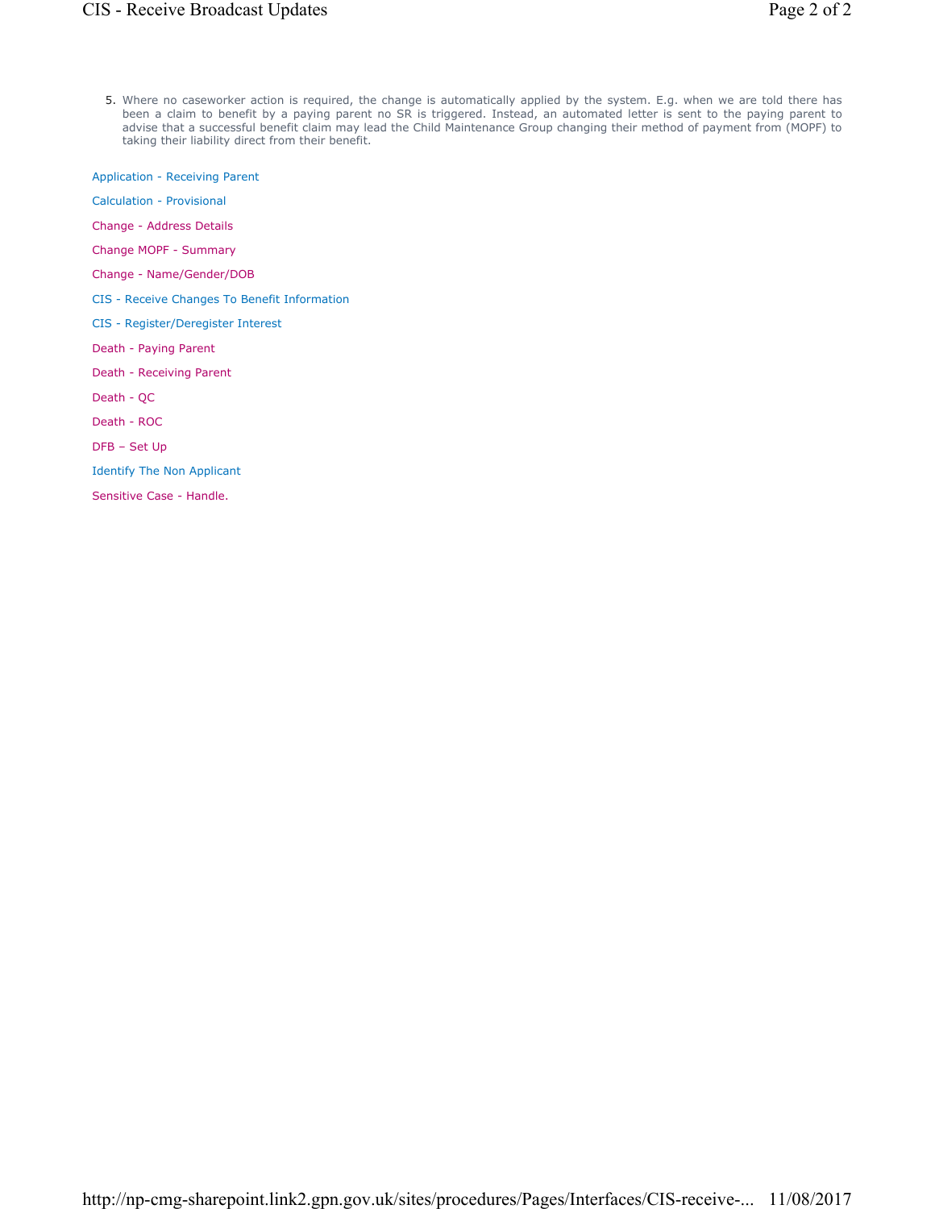5. Where no caseworker action is required, the change is automatically applied by the system. E.g. when we are told there has been a claim to benefit by a paying parent no SR is triggered. Instead, an automated letter is sent to the paying parent to advise that a successful benefit claim may lead the Child Maintenance Group changing their method of payment from (MOPF) to taking their liability direct from their benefit.

Application - Receiving Parent

Calculation - Provisional

Change - Address Details

Change MOPF - Summary

Change - Name/Gender/DOB

CIS - Receive Changes To Benefit Information

CIS - Register/Deregister Interest

Death - Paying Parent

Death - Receiving Parent

Death - QC

Death - ROC

DFB – Set Up

Identify The Non Applicant

Sensitive Case - Handle.